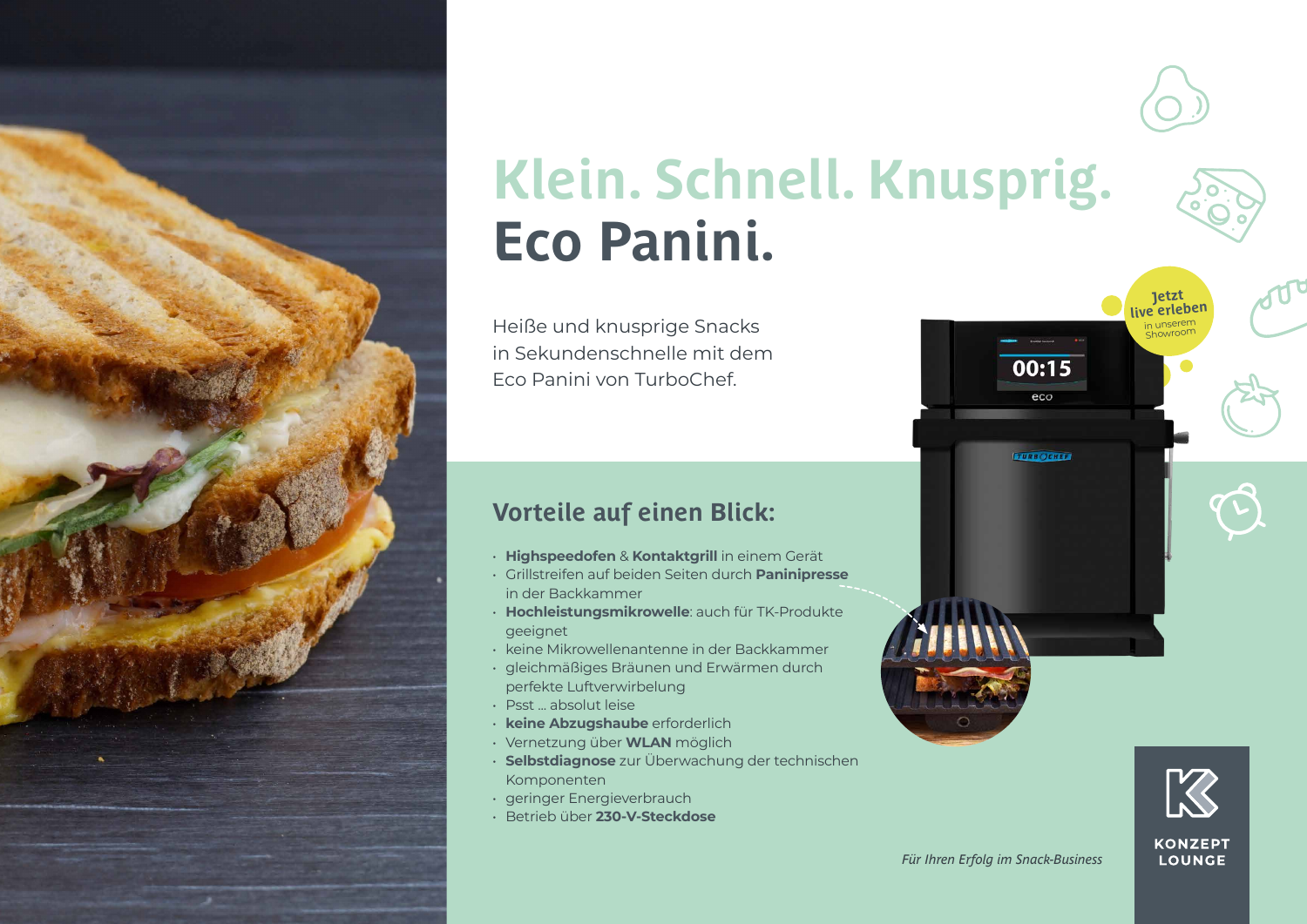# Klein. Schnell. Knusprig.
# Eco Panini.

Heiße und knusprige Snacks in Sekundenschnelle mit dem Eco Panini von TurboChef.

Jetzt live erleben in unserem Showroom

## Vorteile auf einen Blick:

- **Highspeedofen** & **Kontaktgrill** in einem Gerät
- Grillstreifen auf beiden Seiten durch **Paninipresse** in der Backkammer
- **Hochleistungsmikrowelle**: auch für TK-Produkte geeignet
- keine Mikrowellenantenne in der Backkammer
- gleichmäßiges Bräunen und Erwärmen durch perfekte Luftverwirbelung
- Psst ... absolut leise
- **keine Abzugshaube** erforderlich
- Vernetzung über **WLAN** möglich
- **Selbstdiagnose** zur Überwachung der technischen Komponenten
- geringer Energieverbrauch
- Betrieb über **230-V-Steckdose**

*Für Ihren Erfolg im Snack-Business*

KONZEPT LOUNGE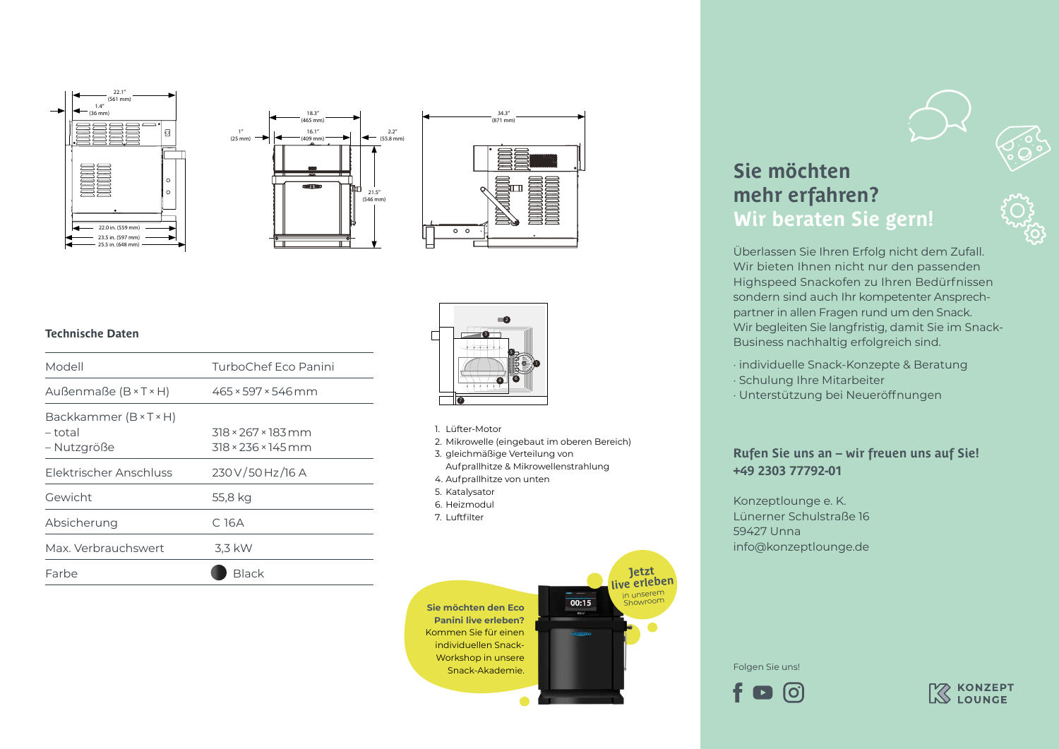### Technische Daten

| | |
|---|---|
| Modell | TurboChef Eco Panini |
| Außenmaße (B × T × H) | 465 × 597 × 546 mm |
| Backkammer (B × T × H)<br>– total<br>– Nutzgröße | <br>318 × 267 × 183 mm<br>318 × 236 × 145 mm |
| Elektrischer Anschluss | 230 V / 50 Hz / 16 A |
| Gewicht | 55,8 kg |
| Absicherung | C 16A |
| Max. Verbrauchswert | 3,3 kW |
| Farbe | Black |

1. Lüfter-Motor
2. Mikrowelle (eingebaut im oberen Bereich)
3. gleichmäßige Verteilung von Aufprallhitze & Mikrowellenstrahlung
4. Aufprallhitze von unten
5. Katalysator
6. Heizmodul
7. Luftfilter

**Sie möchten den Eco Panini live erleben?** Kommen Sie für einen individuellen Snack-Workshop in unsere Snack-Akademie.

Jetzt live erleben in unserem Showroom

## Sie möchten mehr erfahren? Wir beraten Sie gern!

Überlassen Sie Ihren Erfolg nicht dem Zufall. Wir bieten Ihnen nicht nur den passenden Highspeed Snackofen zu Ihren Bedürfnissen sondern sind auch Ihr kompetenter Ansprechpartner in allen Fragen rund um den Snack. Wir begleiten Sie langfristig, damit Sie im Snack-Business nachhaltig erfolgreich sind.

- individuelle Snack-Konzepte & Beratung
- Schulung Ihre Mitarbeiter
- Unterstützung bei Neueröffnungen

**Rufen Sie uns an – wir freuen uns auf Sie!**
**+49 2303 77792-01**

Konzeptlounge e. K.
Lünerner Schulstraße 16
59427 Unna
info@konzeptlounge.de

Folgen Sie uns!

KONZEPT LOUNGE